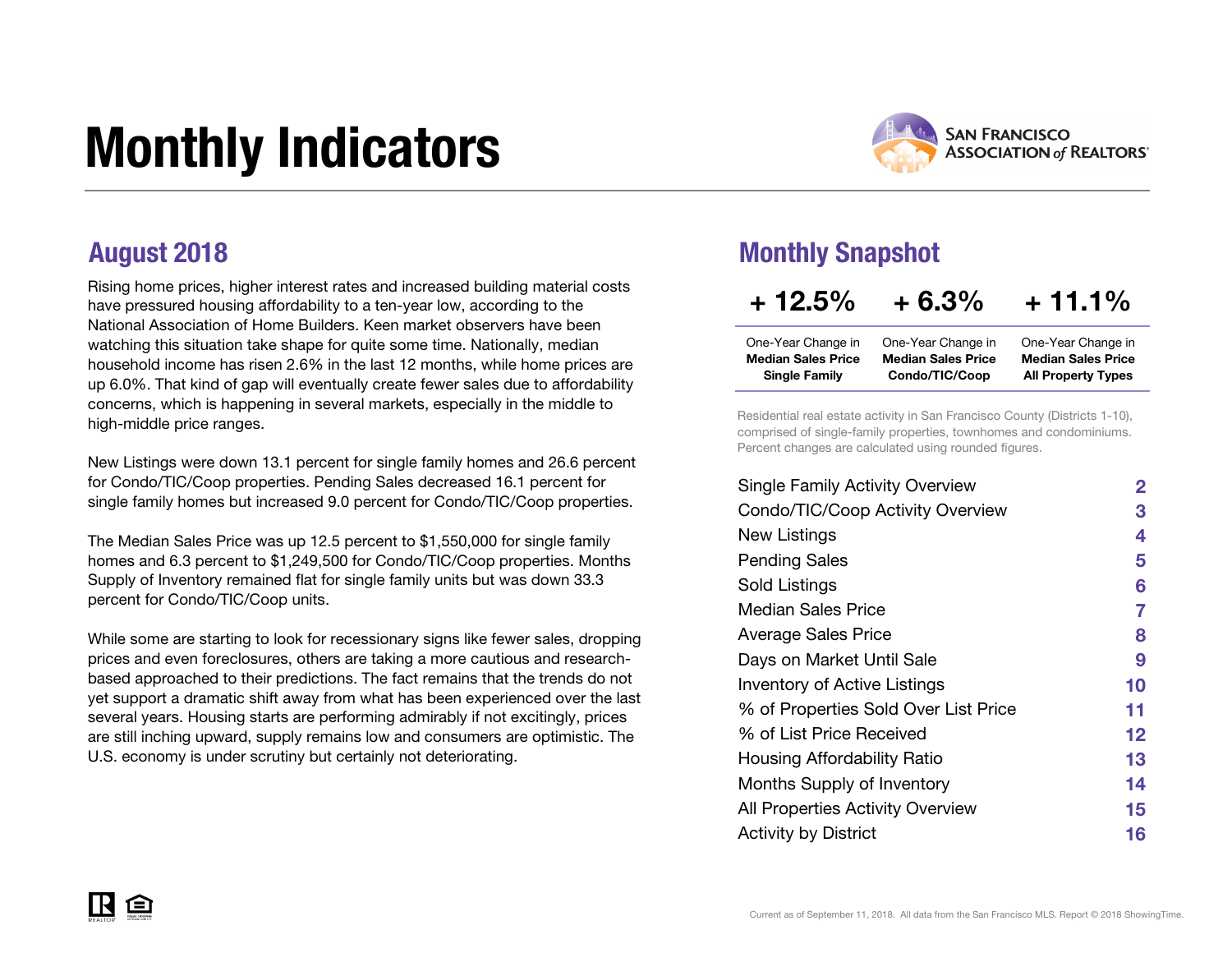# Monthly Indicators

SAN FRANCISCO ASSOCIATION of REALTORS®

## August 2018

Rising home prices, higher interest rates and increased building material costs have pressured housing affordability to a ten-year low, according to the National Association of Home Builders. Keen market observers have been watching this situation take shape for quite some time. Nationally, median household income has risen 2.6% in the last 12 months, while home prices are up 6.0%. That kind of gap will eventually create fewer sales due to affordability concerns, which is happening in several markets, especially in the middle to high-middle price ranges.

New Listings were down 13.1 percent for single family homes and 26.6 percent for Condo/TIC/Coop properties. Pending Sales decreased 16.1 percent for single family homes but increased 9.0 percent for Condo/TIC/Coop properties.

The Median Sales Price was up 12.5 percent to $1,550,000 for single family homes and 6.3 percent to $1,249,500 for Condo/TIC/Coop properties. Months Supply of Inventory remained flat for single family units but was down 33.3 percent for Condo/TIC/Coop units.

While some are starting to look for recessionary signs like fewer sales, dropping prices and even foreclosures, others are taking a more cautious and research-based approached to their predictions. The fact remains that the trends do not yet support a dramatic shift away from what has been experienced over the last several years. Housing starts are performing admirably if not excitingly, prices are still inching upward, supply remains low and consumers are optimistic. The U.S. economy is under scrutiny but certainly not deteriorating.

## Monthly Snapshot

| + 12.5% | + 6.3% | + 11.1% |
|---|---|---|
| One-Year Change in **Median Sales Price Single Family** | One-Year Change in **Median Sales Price Condo/TIC/Coop** | One-Year Change in **Median Sales Price All Property Types** |

Residential real estate activity in San Francisco County (Districts 1-10), comprised of single-family properties, townhomes and condominiums. Percent changes are calculated using rounded figures.

| | |
|---|---|
| Single Family Activity Overview | 2 |
| Condo/TIC/Coop Activity Overview | 3 |
| New Listings | 4 |
| Pending Sales | 5 |
| Sold Listings | 6 |
| Median Sales Price | 7 |
| Average Sales Price | 8 |
| Days on Market Until Sale | 9 |
| Inventory of Active Listings | 10 |
| % of Properties Sold Over List Price | 11 |
| % of List Price Received | 12 |
| Housing Affordability Ratio | 13 |
| Months Supply of Inventory | 14 |
| All Properties Activity Overview | 15 |
| Activity by District | 16 |

Current as of September 11, 2018. All data from the San Francisco MLS. Report © 2018 ShowingTime.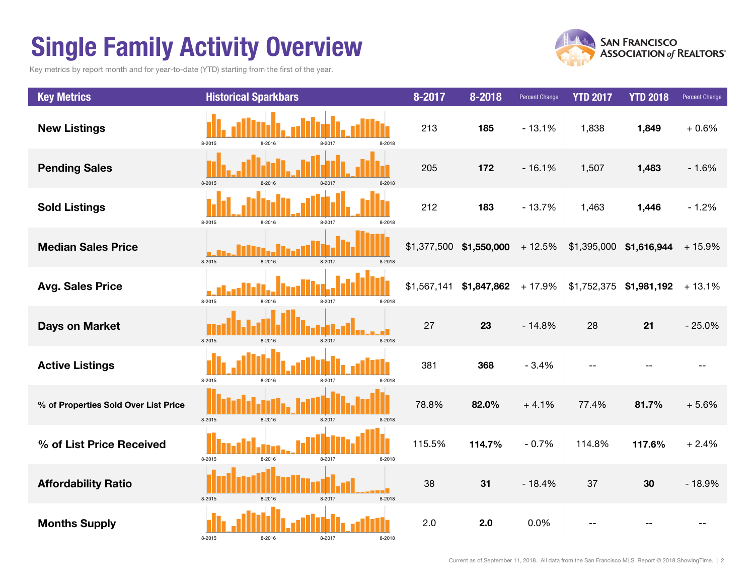# Single Family Activity Overview

Key metrics by report month and for year-to-date (YTD) starting from the first of the year.

| Key Metrics | Historical Sparkbars | 8-2017 | 8-2018 | Percent Change | YTD 2017 | YTD 2018 | Percent Change |
|---|---|---|---|---|---|---|---|
| New Listings | 8-2015 8-2016 8-2017 8-2018 | 213 | **185** | - 13.1% | 1,838 | **1,849** | + 0.6% |
| Pending Sales | 8-2015 8-2016 8-2017 8-2018 | 205 | **172** | - 16.1% | 1,507 | **1,483** | - 1.6% |
| Sold Listings | 8-2015 8-2016 8-2017 8-2018 | 212 | **183** | - 13.7% | 1,463 | **1,446** | - 1.2% |
| Median Sales Price | 8-2015 8-2016 8-2017 8-2018 | $1,377,500 | **$1,550,000** | + 12.5% | $1,395,000 | **$1,616,944** | + 15.9% |
| Avg. Sales Price | 8-2015 8-2016 8-2017 8-2018 | $1,567,141 | **$1,847,862** | + 17.9% | $1,752,375 | **$1,981,192** | + 13.1% |
| Days on Market | 8-2015 8-2016 8-2017 8-2018 | 27 | **23** | - 14.8% | 28 | **21** | - 25.0% |
| Active Listings | 8-2015 8-2016 8-2017 8-2018 | 381 | **368** | - 3.4% | -- | -- | -- |
| % of Properties Sold Over List Price | 8-2015 8-2016 8-2017 8-2018 | 78.8% | **82.0%** | + 4.1% | 77.4% | **81.7%** | + 5.6% |
| % of List Price Received | 8-2015 8-2016 8-2017 8-2018 | 115.5% | **114.7%** | - 0.7% | 114.8% | **117.6%** | + 2.4% |
| Affordability Ratio | 8-2015 8-2016 8-2017 8-2018 | 38 | **31** | - 18.4% | 37 | **30** | - 18.9% |
| Months Supply | 8-2015 8-2016 8-2017 8-2018 | 2.0 | **2.0** | 0.0% | -- | -- | -- |

Current as of September 11, 2018. All data from the San Francisco MLS. Report © 2018 ShowingTime.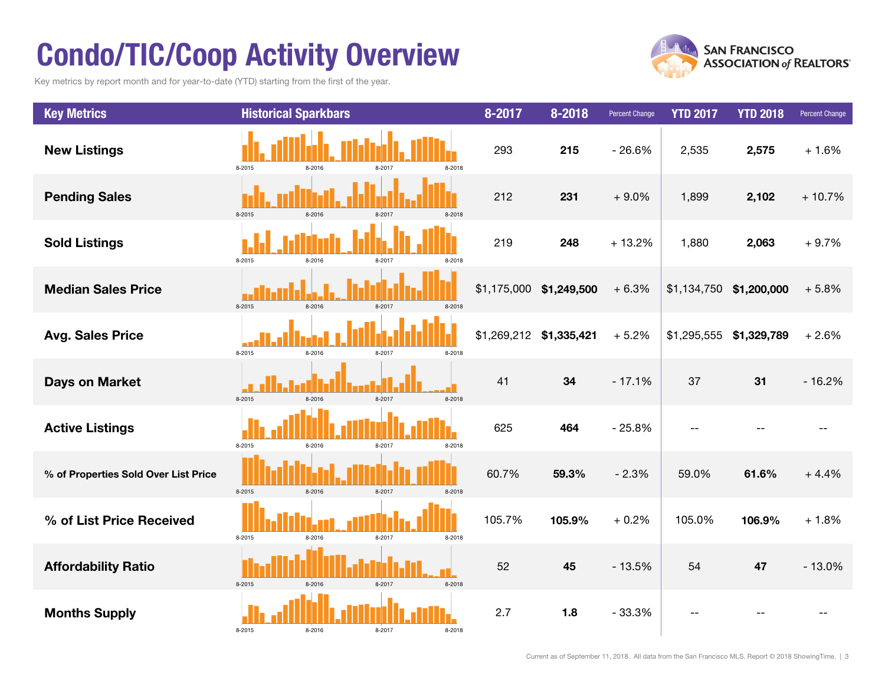# Condo/TIC/Coop Activity Overview

Key metrics by report month and for year-to-date (YTD) starting from the first of the year.

| Key Metrics | Historical Sparkbars | 8-2017 | 8-2018 | Percent Change | YTD 2017 | YTD 2018 | Percent Change |
|---|---|---|---|---|---|---|---|
| New Listings | 8-2015 8-2016 8-2017 8-2018 | 293 | **215** | - 26.6% | 2,535 | **2,575** | + 1.6% |
| Pending Sales | 8-2015 8-2016 8-2017 8-2018 | 212 | **231** | + 9.0% | 1,899 | **2,102** | + 10.7% |
| Sold Listings | 8-2015 8-2016 8-2017 8-2018 | 219 | **248** | + 13.2% | 1,880 | **2,063** | + 9.7% |
| Median Sales Price | 8-2015 8-2016 8-2017 8-2018 | $1,175,000 | **$1,249,500** | + 6.3% | $1,134,750 | **$1,200,000** | + 5.8% |
| Avg. Sales Price | 8-2015 8-2016 8-2017 8-2018 | $1,269,212 | **$1,335,421** | + 5.2% | $1,295,555 | **$1,329,789** | + 2.6% |
| Days on Market | 8-2015 8-2016 8-2017 8-2018 | 41 | **34** | - 17.1% | 37 | **31** | - 16.2% |
| Active Listings | 8-2015 8-2016 8-2017 8-2018 | 625 | **464** | - 25.8% | -- | -- | -- |
| % of Properties Sold Over List Price | 8-2015 8-2016 8-2017 8-2018 | 60.7% | **59.3%** | - 2.3% | 59.0% | **61.6%** | + 4.4% |
| % of List Price Received | 8-2015 8-2016 8-2017 8-2018 | 105.7% | **105.9%** | + 0.2% | 105.0% | **106.9%** | + 1.8% |
| Affordability Ratio | 8-2015 8-2016 8-2017 8-2018 | 52 | **45** | - 13.5% | 54 | **47** | - 13.0% |
| Months Supply | 8-2015 8-2016 8-2017 8-2018 | 2.7 | **1.8** | - 33.3% | -- | -- | -- |

Current as of September 11, 2018. All data from the San Francisco MLS. Report © 2018 ShowingTime.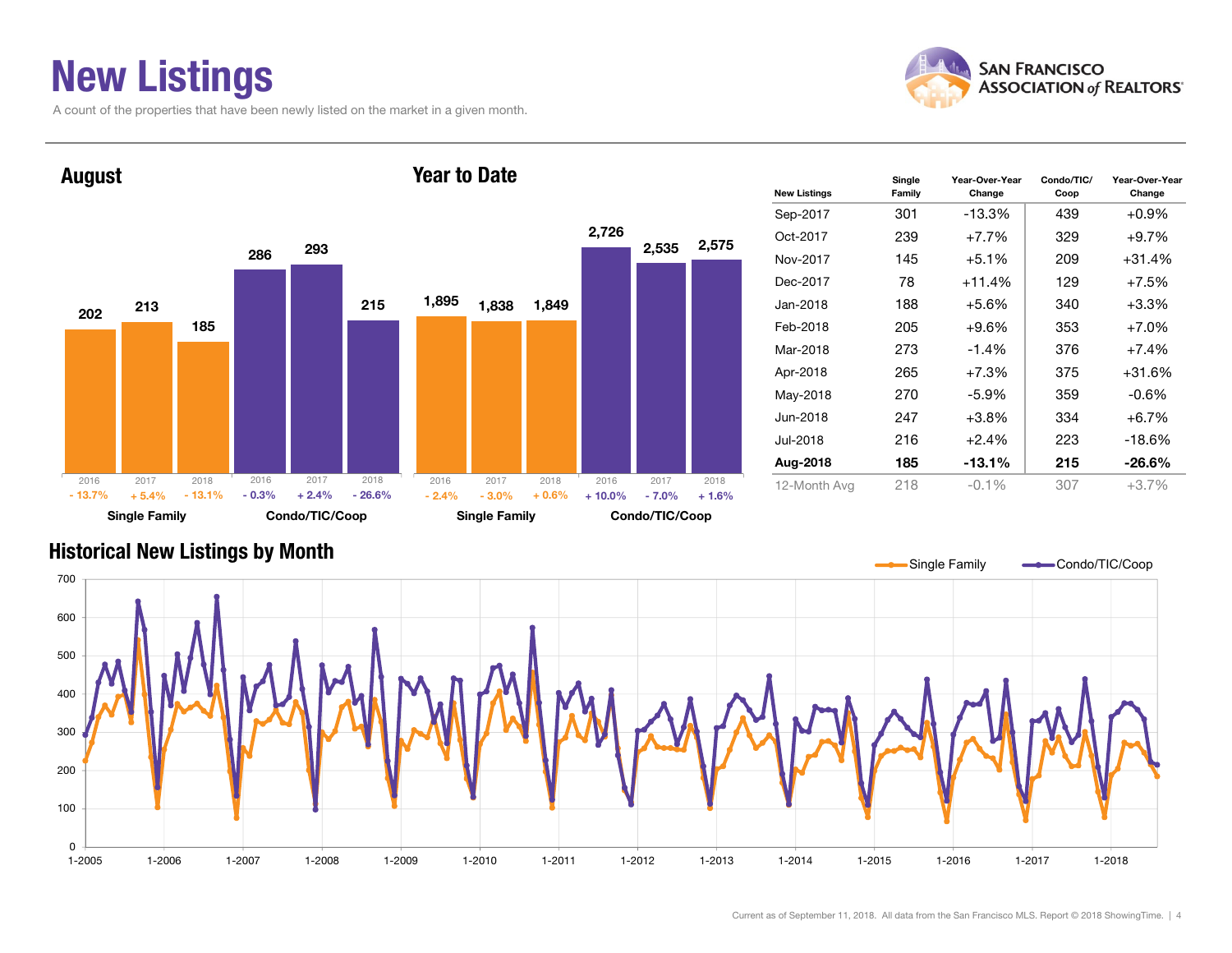# New Listings

A count of the properties that have been newly listed on the market in a given month.

## August

| | 2016 | 2017 | 2018 |
|---|---|---|---|
| Single Family | 202 | 213 | 185 |
| Change | - 13.7% | + 5.4% | - 13.1% |
| Condo/TIC/Coop | 286 | 293 | 215 |
| Change | - 0.3% | + 2.4% | - 26.6% |

## Year to Date

| | 2016 | 2017 | 2018 |
|---|---|---|---|
| Single Family | 1,895 | 1,838 | 1,849 |
| Change | - 2.4% | - 3.0% | + 0.6% |
| Condo/TIC/Coop | 2,726 | 2,535 | 2,575 |
| Change | + 10.0% | - 7.0% | + 1.6% |

| New Listings | Single Family | Year-Over-Year Change | Condo/TIC/ Coop | Year-Over-Year Change |
|---|---|---|---|---|
| Sep-2017 | 301 | -13.3% | 439 | +0.9% |
| Oct-2017 | 239 | +7.7% | 329 | +9.7% |
| Nov-2017 | 145 | +5.1% | 209 | +31.4% |
| Dec-2017 | 78 | +11.4% | 129 | +7.5% |
| Jan-2018 | 188 | +5.6% | 340 | +3.3% |
| Feb-2018 | 205 | +9.6% | 353 | +7.0% |
| Mar-2018 | 273 | -1.4% | 376 | +7.4% |
| Apr-2018 | 265 | +7.3% | 375 | +31.6% |
| May-2018 | 270 | -5.9% | 359 | -0.6% |
| Jun-2018 | 247 | +3.8% | 334 | +6.7% |
| Jul-2018 | 216 | +2.4% | 223 | -18.6% |
| **Aug-2018** | **185** | **-13.1%** | **215** | **-26.6%** |
| 12-Month Avg | 218 | -0.1% | 307 | +3.7% |

## Historical New Listings by Month

(Line chart: Single Family and Condo/TIC/Coop, 1-2005 through 2018; y-axis 0–700)

Current as of September 11, 2018. All data from the San Francisco MLS. Report © 2018 ShowingTime.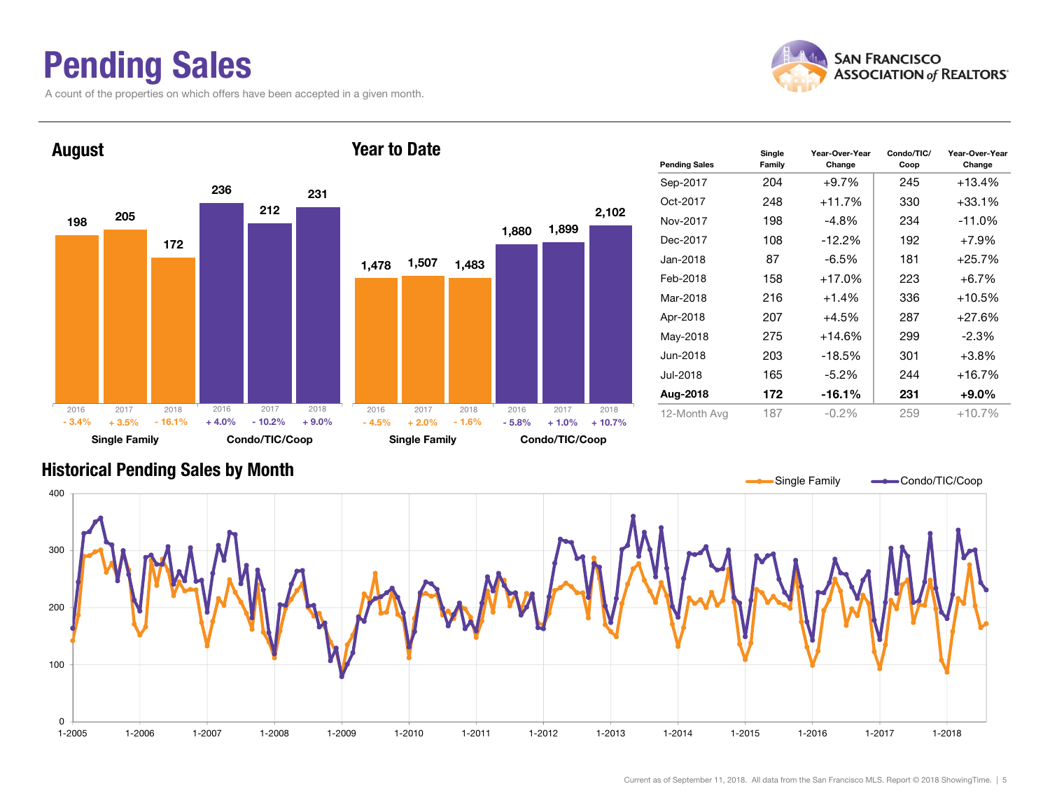# Pending Sales

A count of the properties on which offers have been accepted in a given month.

## August

| | 2016 | 2017 | 2018 |
|---|---|---|---|
| Single Family | 198 | 205 | 172 |
| Change | - 3.4% | + 3.5% | - 16.1% |
| Condo/TIC/Coop | 236 | 212 | 231 |
| Change | + 4.0% | - 10.2% | + 9.0% |

## Year to Date

| | 2016 | 2017 | 2018 |
|---|---|---|---|
| Single Family | 1,478 | 1,507 | 1,483 |
| Change | - 4.5% | + 2.0% | - 1.6% |
| Condo/TIC/Coop | 1,880 | 1,899 | 2,102 |
| Change | - 5.8% | + 1.0% | + 10.7% |

| Pending Sales | Single Family | Year-Over-Year Change | Condo/TIC/ Coop | Year-Over-Year Change |
|---|---|---|---|---|
| Sep-2017 | 204 | +9.7% | 245 | +13.4% |
| Oct-2017 | 248 | +11.7% | 330 | +33.1% |
| Nov-2017 | 198 | -4.8% | 234 | -11.0% |
| Dec-2017 | 108 | -12.2% | 192 | +7.9% |
| Jan-2018 | 87 | -6.5% | 181 | +25.7% |
| Feb-2018 | 158 | +17.0% | 223 | +6.7% |
| Mar-2018 | 216 | +1.4% | 336 | +10.5% |
| Apr-2018 | 207 | +4.5% | 287 | +27.6% |
| May-2018 | 275 | +14.6% | 299 | -2.3% |
| Jun-2018 | 203 | -18.5% | 301 | +3.8% |
| Jul-2018 | 165 | -5.2% | 244 | +16.7% |
| **Aug-2018** | **172** | **-16.1%** | **231** | **+9.0%** |
| 12-Month Avg | 187 | -0.2% | 259 | +10.7% |

## Historical Pending Sales by Month

Current as of September 11, 2018. All data from the San Francisco MLS. Report © 2018 ShowingTime.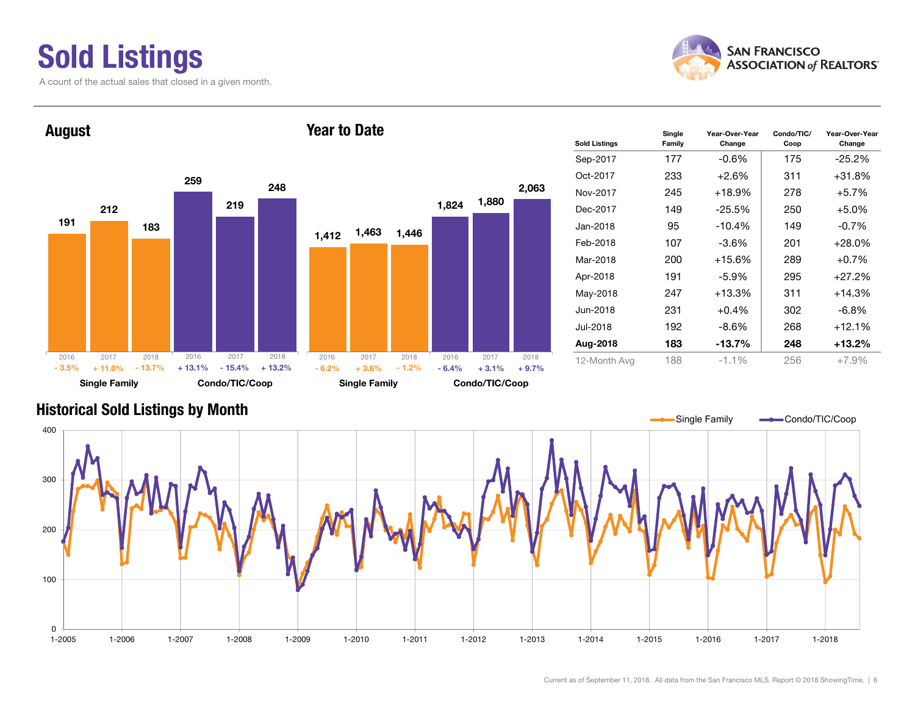# Sold Listings

A count of the actual sales that closed in a given month.

## August

| | 2016 | 2017 | 2018 |
|---|---|---|---|
| Single Family | 191 | 212 | 183 |
| Change | - 3.5% | + 11.0% | - 13.7% |
| Condo/TIC/Coop | 259 | 219 | 248 |
| Change | + 13.1% | - 15.4% | + 13.2% |

## Year to Date

| | 2016 | 2017 | 2018 |
|---|---|---|---|
| Single Family | 1,412 | 1,463 | 1,446 |
| Change | - 6.2% | + 3.6% | - 1.2% |
| Condo/TIC/Coop | 1,824 | 1,880 | 2,063 |
| Change | - 6.4% | + 3.1% | + 9.7% |

| Sold Listings | Single Family | Year-Over-Year Change | Condo/TIC/Coop | Year-Over-Year Change |
|---|---|---|---|---|
| Sep-2017 | 177 | -0.6% | 175 | -25.2% |
| Oct-2017 | 233 | +2.6% | 311 | +31.8% |
| Nov-2017 | 245 | +18.9% | 278 | +5.7% |
| Dec-2017 | 149 | -25.5% | 250 | +5.0% |
| Jan-2018 | 95 | -10.4% | 149 | -0.7% |
| Feb-2018 | 107 | -3.6% | 201 | +28.0% |
| Mar-2018 | 200 | +15.6% | 289 | +0.7% |
| Apr-2018 | 191 | -5.9% | 295 | +27.2% |
| May-2018 | 247 | +13.3% | 311 | +14.3% |
| Jun-2018 | 231 | +0.4% | 302 | -6.8% |
| Jul-2018 | 192 | -8.6% | 268 | +12.1% |
| **Aug-2018** | **183** | **-13.7%** | **248** | **+13.2%** |
| 12-Month Avg | 188 | -1.1% | 256 | +7.9% |

## Historical Sold Listings by Month

Current as of September 11, 2018. All data from the San Francisco MLS. Report © 2018 ShowingTime.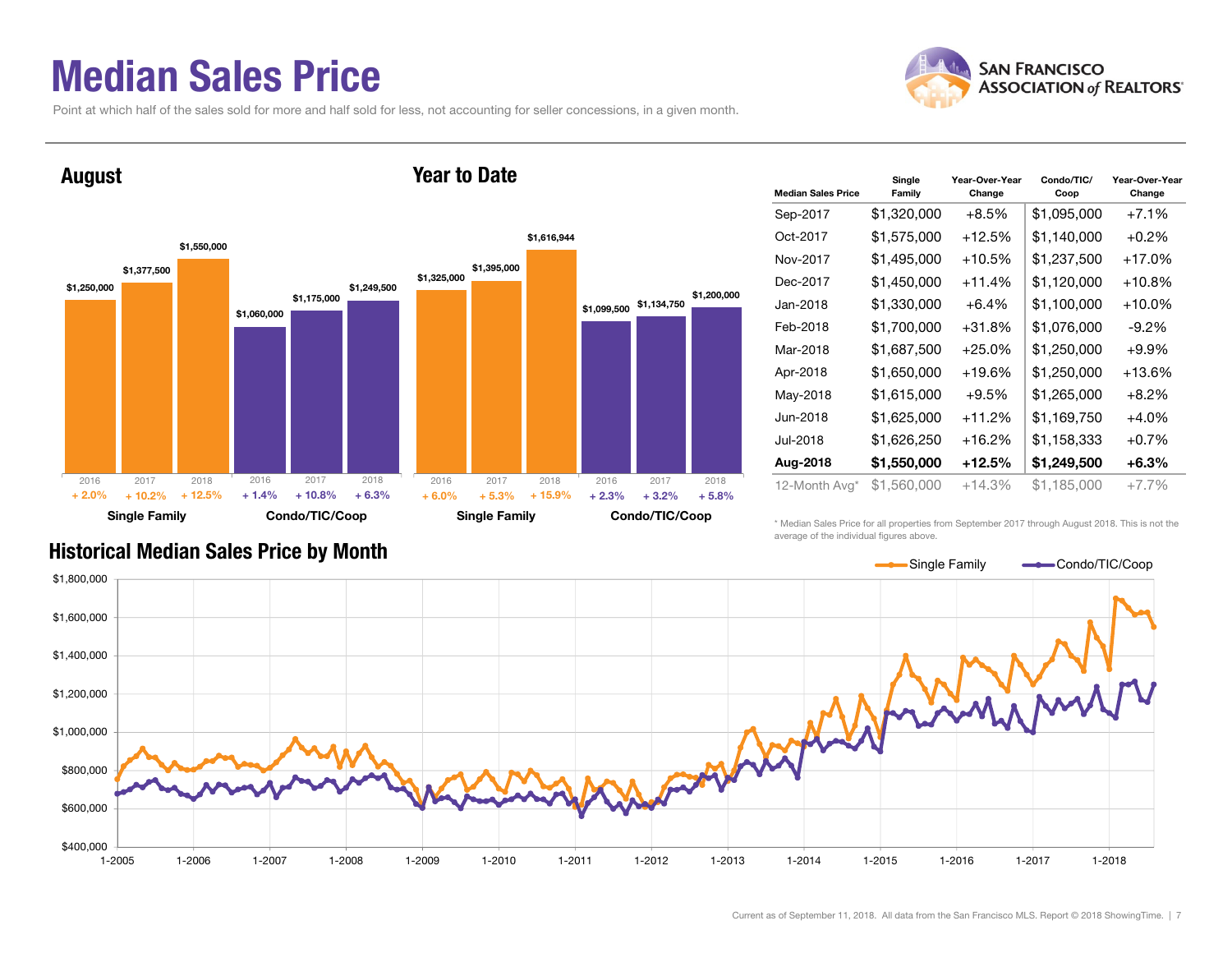# Median Sales Price

Point at which half of the sales sold for more and half sold for less, not accounting for seller concessions, in a given month.

## August

| | 2016 | 2017 | 2018 |
|---|---|---|---|
| Single Family | $1,250,000 (+ 2.0%) | $1,377,500 (+ 10.2%) | $1,550,000 (+ 12.5%) |
| Condo/TIC/Coop | $1,060,000 (+ 1.4%) | $1,175,000 (+ 10.8%) | $1,249,500 (+ 6.3%) |

## Year to Date

| | 2016 | 2017 | 2018 |
|---|---|---|---|
| Single Family | $1,325,000 (+ 6.0%) | $1,395,000 (+ 5.3%) | $1,616,944 (+ 15.9%) |
| Condo/TIC/Coop | $1,099,500 (+ 2.3%) | $1,134,750 (+ 3.2%) | $1,200,000 (+ 5.8%) |

| Median Sales Price | Single Family | Year-Over-Year Change | Condo/TIC/ Coop | Year-Over-Year Change |
|---|---|---|---|---|
| Sep-2017 | $1,320,000 | +8.5% | $1,095,000 | +7.1% |
| Oct-2017 | $1,575,000 | +12.5% | $1,140,000 | +0.2% |
| Nov-2017 | $1,495,000 | +10.5% | $1,237,500 | +17.0% |
| Dec-2017 | $1,450,000 | +11.4% | $1,120,000 | +10.8% |
| Jan-2018 | $1,330,000 | +6.4% | $1,100,000 | +10.0% |
| Feb-2018 | $1,700,000 | +31.8% | $1,076,000 | -9.2% |
| Mar-2018 | $1,687,500 | +25.0% | $1,250,000 | +9.9% |
| Apr-2018 | $1,650,000 | +19.6% | $1,250,000 | +13.6% |
| May-2018 | $1,615,000 | +9.5% | $1,265,000 | +8.2% |
| Jun-2018 | $1,625,000 | +11.2% | $1,169,750 | +4.0% |
| Jul-2018 | $1,626,250 | +16.2% | $1,158,333 | +0.7% |
| **Aug-2018** | **$1,550,000** | **+12.5%** | **$1,249,500** | **+6.3%** |
| 12-Month Avg* | $1,560,000 | +14.3% | $1,185,000 | +7.7% |

\* Median Sales Price for all properties from September 2017 through August 2018. This is not the average of the individual figures above.

## Historical Median Sales Price by Month

Single Family — Condo/TIC/Coop

Current as of September 11, 2018. All data from the San Francisco MLS. Report © 2018 ShowingTime.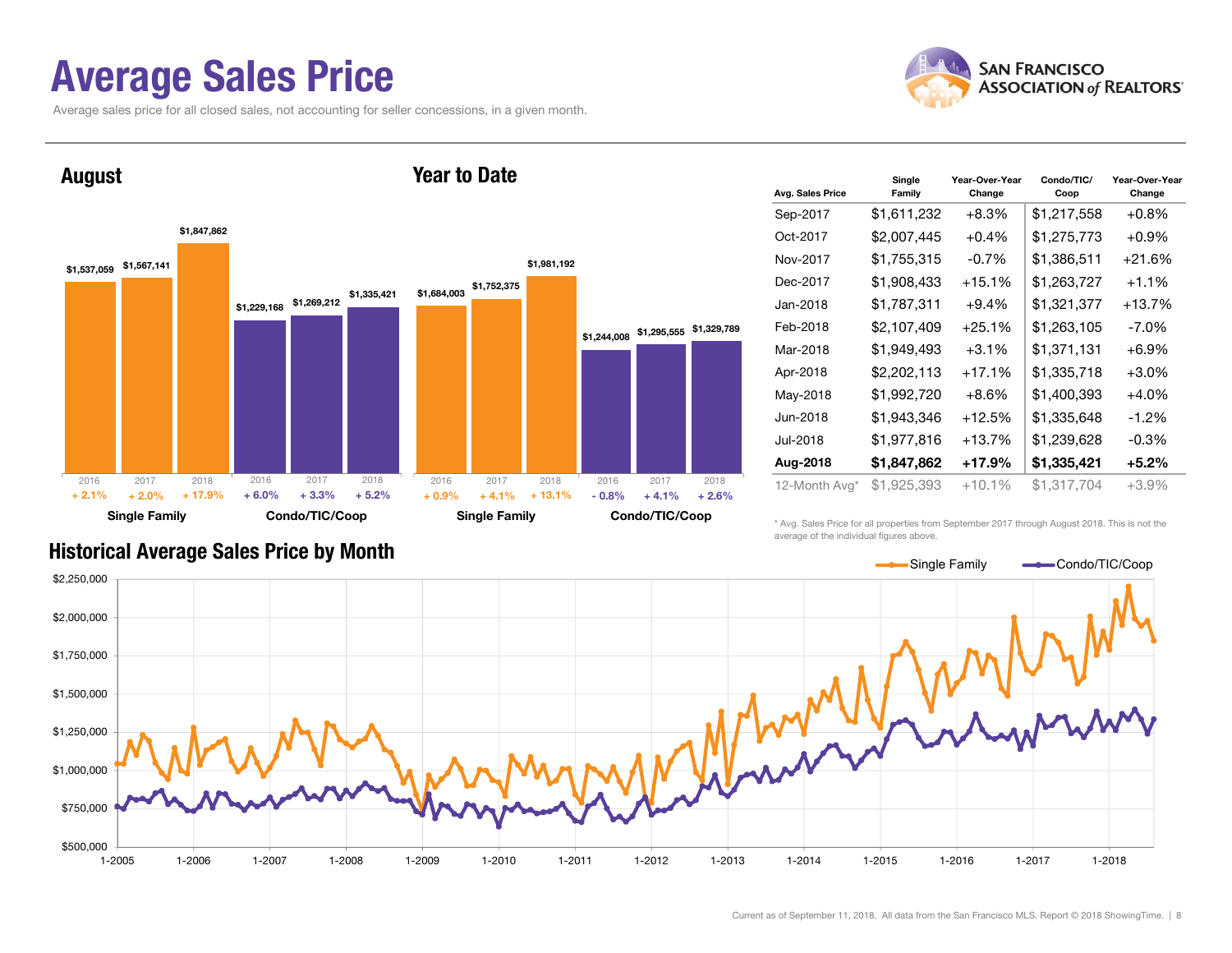# Average Sales Price

Average sales price for all closed sales, not accounting for seller concessions, in a given month.

## August

| | 2016 | 2017 | 2018 |
|---|---|---|---|
| Single Family | $1,537,059 | $1,567,141 | $1,847,862 |
| Change | + 2.1% | + 2.0% | + 17.9% |
| Condo/TIC/Coop | $1,229,168 | $1,269,212 | $1,335,421 |
| Change | + 6.0% | + 3.3% | + 5.2% |

## Year to Date

| | 2016 | 2017 | 2018 |
|---|---|---|---|
| Single Family | $1,684,003 | $1,752,375 | $1,981,192 |
| Change | + 0.9% | + 4.1% | + 13.1% |
| Condo/TIC/Coop | $1,244,008 | $1,295,555 | $1,329,789 |
| Change | - 0.8% | + 4.1% | + 2.6% |

| Avg. Sales Price | Single Family | Year-Over-Year Change | Condo/TIC/Coop | Year-Over-Year Change |
|---|---|---|---|---|
| Sep-2017 | $1,611,232 | +8.3% | $1,217,558 | +0.8% |
| Oct-2017 | $2,007,445 | +0.4% | $1,275,773 | +0.9% |
| Nov-2017 | $1,755,315 | -0.7% | $1,386,511 | +21.6% |
| Dec-2017 | $1,908,433 | +15.1% | $1,263,727 | +1.1% |
| Jan-2018 | $1,787,311 | +9.4% | $1,321,377 | +13.7% |
| Feb-2018 | $2,107,409 | +25.1% | $1,263,105 | -7.0% |
| Mar-2018 | $1,949,493 | +3.1% | $1,371,131 | +6.9% |
| Apr-2018 | $2,202,113 | +17.1% | $1,335,718 | +3.0% |
| May-2018 | $1,992,720 | +8.6% | $1,400,393 | +4.0% |
| Jun-2018 | $1,943,346 | +12.5% | $1,335,648 | -1.2% |
| Jul-2018 | $1,977,816 | +13.7% | $1,239,628 | -0.3% |
| **Aug-2018** | **$1,847,862** | **+17.9%** | **$1,335,421** | **+5.2%** |
| 12-Month Avg* | $1,925,393 | +10.1% | $1,317,704 | +3.9% |

\* Avg. Sales Price for all properties from September 2017 through August 2018. This is not the average of the individual figures above.

## Historical Average Sales Price by Month

Single Family — Condo/TIC/Coop

Current as of September 11, 2018. All data from the San Francisco MLS. Report © 2018 ShowingTime.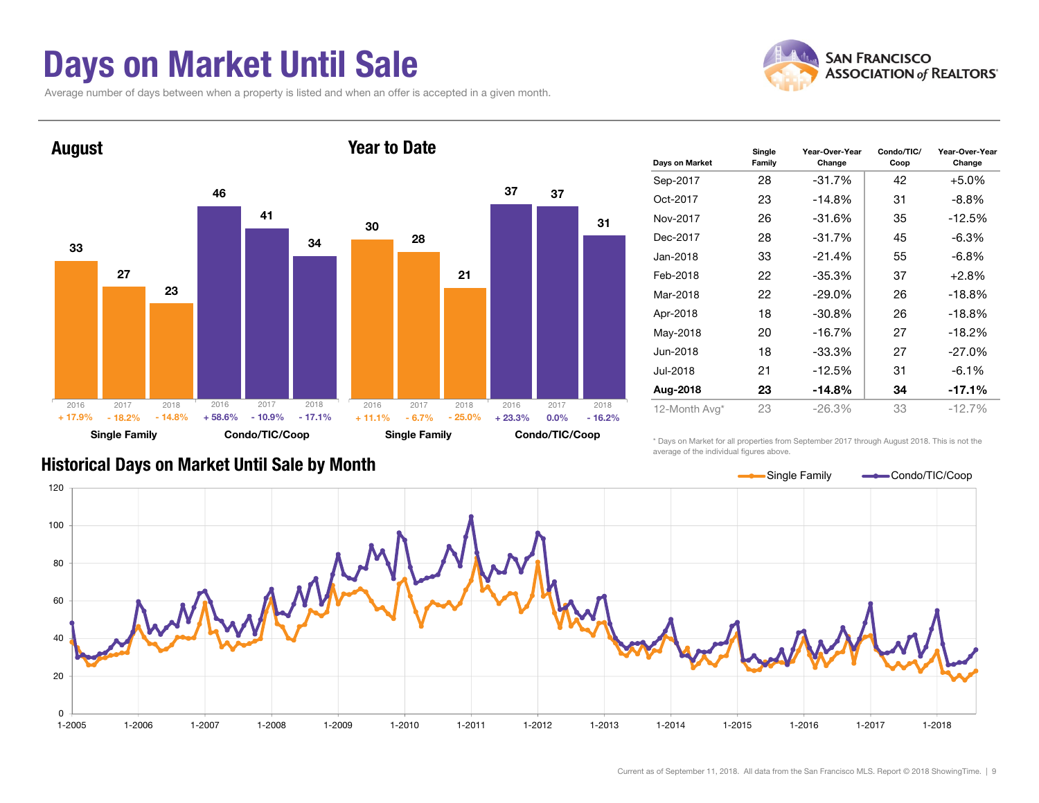# Days on Market Until Sale

Average number of days between when a property is listed and when an offer is accepted in a given month.

## August

| | 2016 | 2017 | 2018 |
|---|---|---|---|
| Single Family | 33 | 27 | 23 |
| Change | + 17.9% | - 18.2% | - 14.8% |
| Condo/TIC/Coop | 46 | 41 | 34 |
| Change | + 58.6% | - 10.9% | - 17.1% |

## Year to Date

| | 2016 | 2017 | 2018 |
|---|---|---|---|
| Single Family | 30 | 28 | 21 |
| Change | + 11.1% | - 6.7% | - 25.0% |
| Condo/TIC/Coop | 37 | 37 | 31 |
| Change | + 23.3% | 0.0% | - 16.2% |

| Days on Market | Single Family | Year-Over-Year Change | Condo/TIC/ Coop | Year-Over-Year Change |
|---|---|---|---|---|
| Sep-2017 | 28 | -31.7% | 42 | +5.0% |
| Oct-2017 | 23 | -14.8% | 31 | -8.8% |
| Nov-2017 | 26 | -31.6% | 35 | -12.5% |
| Dec-2017 | 28 | -31.7% | 45 | -6.3% |
| Jan-2018 | 33 | -21.4% | 55 | -6.8% |
| Feb-2018 | 22 | -35.3% | 37 | +2.8% |
| Mar-2018 | 22 | -29.0% | 26 | -18.8% |
| Apr-2018 | 18 | -30.8% | 26 | -18.8% |
| May-2018 | 20 | -16.7% | 27 | -18.2% |
| Jun-2018 | 18 | -33.3% | 27 | -27.0% |
| Jul-2018 | 21 | -12.5% | 31 | -6.1% |
| **Aug-2018** | **23** | **-14.8%** | **34** | **-17.1%** |
| 12-Month Avg* | 23 | -26.3% | 33 | -12.7% |

\* Days on Market for all properties from September 2017 through August 2018. This is not the average of the individual figures above.

## Historical Days on Market Until Sale by Month

Single Family / Condo/TIC/Coop

Current as of September 11, 2018. All data from the San Francisco MLS. Report © 2018 ShowingTime.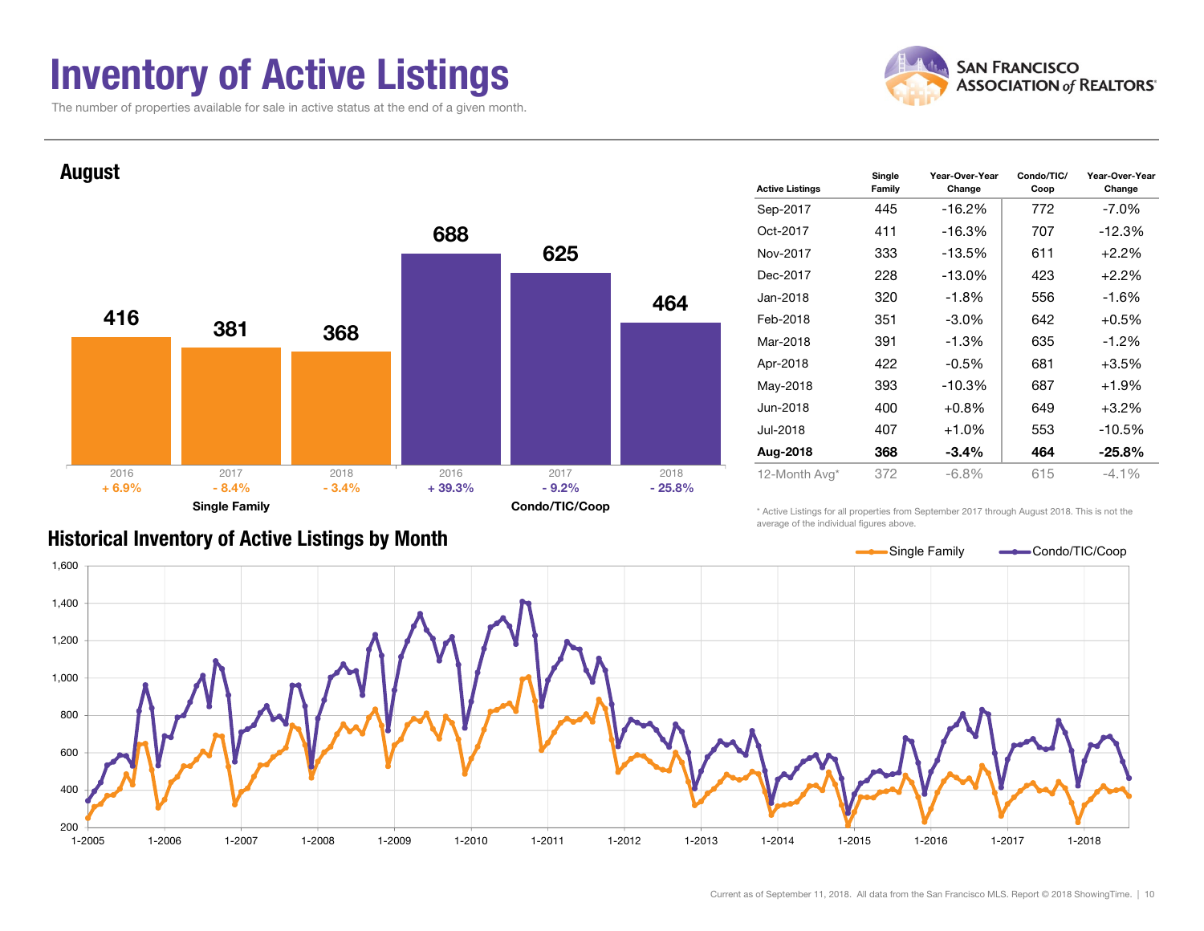# Inventory of Active Listings

The number of properties available for sale in active status at the end of a given month.

## August

| | 2016 | 2017 | 2018 |
|---|---|---|---|
| Single Family | 416 | 381 | 368 |
| Change | + 6.9% | - 8.4% | - 3.4% |
| Condo/TIC/Coop | 688 | 625 | 464 |
| Change | + 39.3% | - 9.2% | - 25.8% |

| Active Listings | Single Family | Year-Over-Year Change | Condo/TIC/ Coop | Year-Over-Year Change |
|---|---|---|---|---|
| Sep-2017 | 445 | -16.2% | 772 | -7.0% |
| Oct-2017 | 411 | -16.3% | 707 | -12.3% |
| Nov-2017 | 333 | -13.5% | 611 | +2.2% |
| Dec-2017 | 228 | -13.0% | 423 | +2.2% |
| Jan-2018 | 320 | -1.8% | 556 | -1.6% |
| Feb-2018 | 351 | -3.0% | 642 | +0.5% |
| Mar-2018 | 391 | -1.3% | 635 | -1.2% |
| Apr-2018 | 422 | -0.5% | 681 | +3.5% |
| May-2018 | 393 | -10.3% | 687 | +1.9% |
| Jun-2018 | 400 | +0.8% | 649 | +3.2% |
| Jul-2018 | 407 | +1.0% | 553 | -10.5% |
| **Aug-2018** | **368** | **-3.4%** | **464** | **-25.8%** |
| 12-Month Avg* | 372 | -6.8% | 615 | -4.1% |

\* Active Listings for all properties from September 2017 through August 2018. This is not the average of the individual figures above.

## Historical Inventory of Active Listings by Month

Single Family | Condo/TIC/Coop

Current as of September 11, 2018. All data from the San Francisco MLS. Report © 2018 ShowingTime.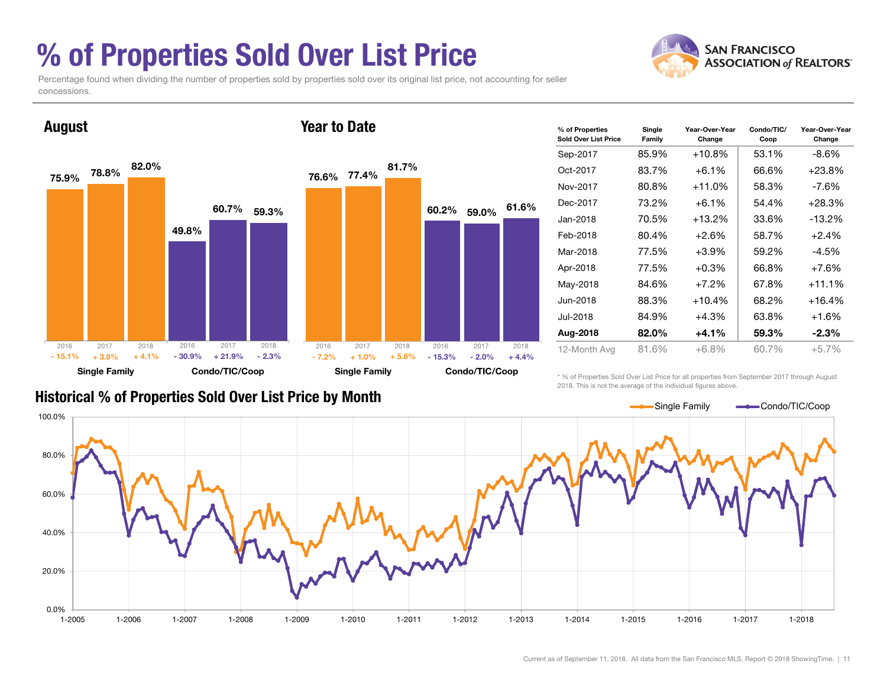# % of Properties Sold Over List Price

Percentage found when dividing the number of properties sold by properties sold over its original list price, not accounting for seller concessions.

## August

| | 2016 | 2017 | 2018 |
|---|---|---|---|
| Single Family | 75.9% | 78.8% | 82.0% |
| Change | - 15.1% | + 3.8% | + 4.1% |
| Condo/TIC/Coop | 49.8% | 60.7% | 59.3% |
| Change | - 30.9% | + 21.9% | - 2.3% |

## Year to Date

| | 2016 | 2017 | 2018 |
|---|---|---|---|
| Single Family | 76.6% | 77.4% | 81.7% |
| Change | - 7.2% | + 1.0% | + 5.6% |
| Condo/TIC/Coop | 60.2% | 59.0% | 61.6% |
| Change | - 15.3% | - 2.0% | + 4.4% |

| % of Properties Sold Over List Price | Single Family | Year-Over-Year Change | Condo/TIC/Coop | Year-Over-Year Change |
|---|---|---|---|---|
| Sep-2017 | 85.9% | +10.8% | 53.1% | -8.6% |
| Oct-2017 | 83.7% | +6.1% | 66.6% | +23.8% |
| Nov-2017 | 80.8% | +11.0% | 58.3% | -7.6% |
| Dec-2017 | 73.2% | +6.1% | 54.4% | +28.3% |
| Jan-2018 | 70.5% | +13.2% | 33.6% | -13.2% |
| Feb-2018 | 80.4% | +2.6% | 58.7% | +2.4% |
| Mar-2018 | 77.5% | +3.9% | 59.2% | -4.5% |
| Apr-2018 | 77.5% | +0.3% | 66.8% | +7.6% |
| May-2018 | 84.6% | +7.2% | 67.8% | +11.1% |
| Jun-2018 | 88.3% | +10.4% | 68.2% | +16.4% |
| Jul-2018 | 84.9% | +4.3% | 63.8% | +1.6% |
| **Aug-2018** | **82.0%** | **+4.1%** | **59.3%** | **-2.3%** |
| 12-Month Avg | 81.6% | +6.8% | 60.7% | +5.7% |

\* % of Properties Sold Over List Price for all properties from September 2017 through August 2018. This is not the average of the individual figures above.

## Historical % of Properties Sold Over List Price by Month

Single Family — Condo/TIC/Coop

Current as of September 11, 2018. All data from the San Francisco MLS. Report © 2018 ShowingTime.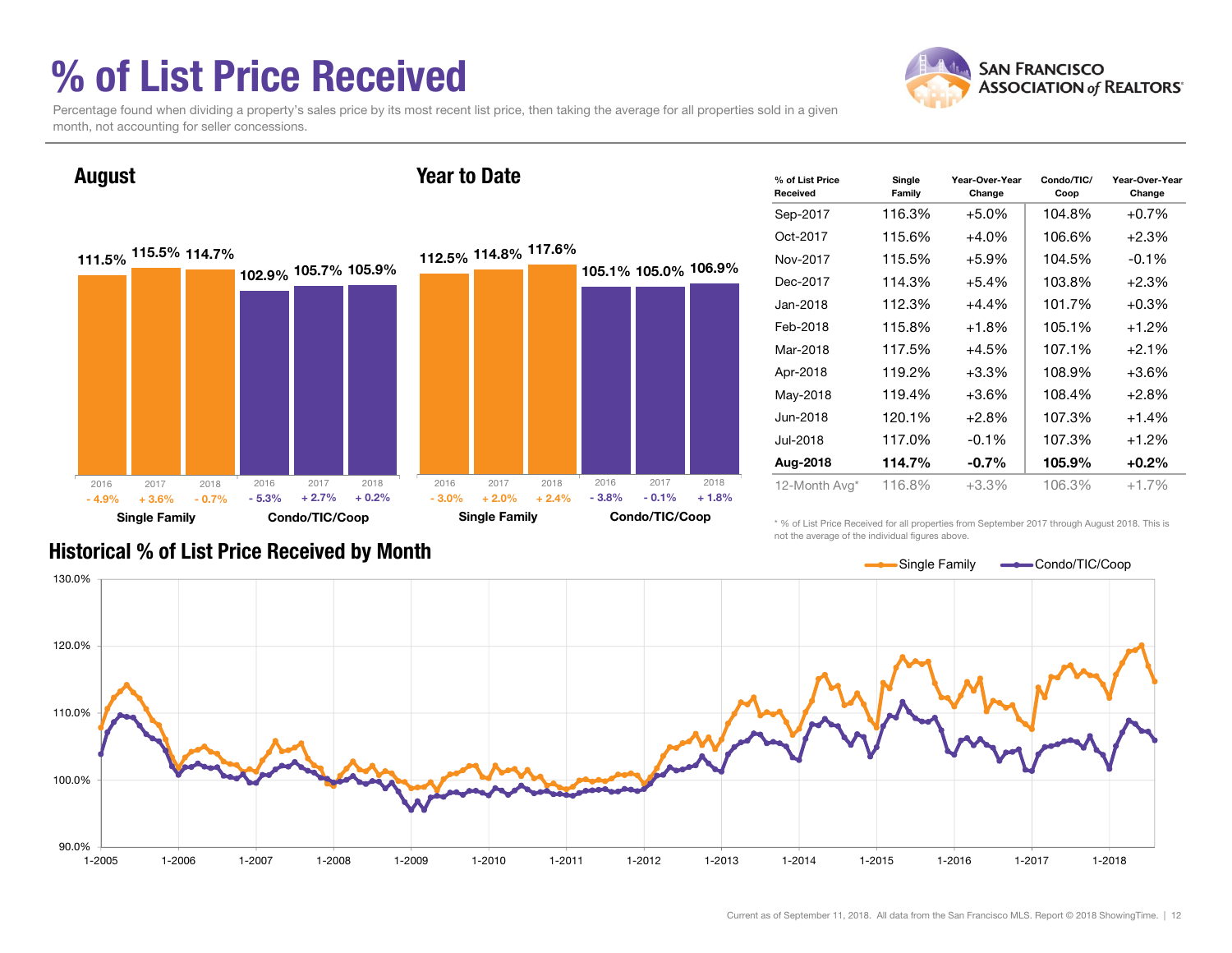# % of List Price Received

Percentage found when dividing a property's sales price by its most recent list price, then taking the average for all properties sold in a given month, not accounting for seller concessions.

## August

| | 2016 | 2017 | 2018 |
|---|---|---|---|
| Single Family | 111.5% (- 4.9%) | 115.5% (+ 3.6%) | 114.7% (- 0.7%) |
| Condo/TIC/Coop | 102.9% (- 5.3%) | 105.7% (+ 2.7%) | 105.9% (+ 0.2%) |

## Year to Date

| | 2016 | 2017 | 2018 |
|---|---|---|---|
| Single Family | 112.5% (- 3.0%) | 114.8% (+ 2.0%) | 117.6% (+ 2.4%) |
| Condo/TIC/Coop | 105.1% (- 3.8%) | 105.0% (- 0.1%) | 106.9% (+ 1.8%) |

| % of List Price Received | Single Family | Year-Over-Year Change | Condo/TIC/ Coop | Year-Over-Year Change |
|---|---|---|---|---|
| Sep-2017 | 116.3% | +5.0% | 104.8% | +0.7% |
| Oct-2017 | 115.6% | +4.0% | 106.6% | +2.3% |
| Nov-2017 | 115.5% | +5.9% | 104.5% | -0.1% |
| Dec-2017 | 114.3% | +5.4% | 103.8% | +2.3% |
| Jan-2018 | 112.3% | +4.4% | 101.7% | +0.3% |
| Feb-2018 | 115.8% | +1.8% | 105.1% | +1.2% |
| Mar-2018 | 117.5% | +4.5% | 107.1% | +2.1% |
| Apr-2018 | 119.2% | +3.3% | 108.9% | +3.6% |
| May-2018 | 119.4% | +3.6% | 108.4% | +2.8% |
| Jun-2018 | 120.1% | +2.8% | 107.3% | +1.4% |
| Jul-2018 | 117.0% | -0.1% | 107.3% | +1.2% |
| **Aug-2018** | **114.7%** | **-0.7%** | **105.9%** | **+0.2%** |
| 12-Month Avg* | 116.8% | +3.3% | 106.3% | +1.7% |

\* % of List Price Received for all properties from September 2017 through August 2018. This is not the average of the individual figures above.

## Historical % of List Price Received by Month

Single Family — Condo/TIC/Coop

Current as of September 11, 2018. All data from the San Francisco MLS. Report © 2018 ShowingTime.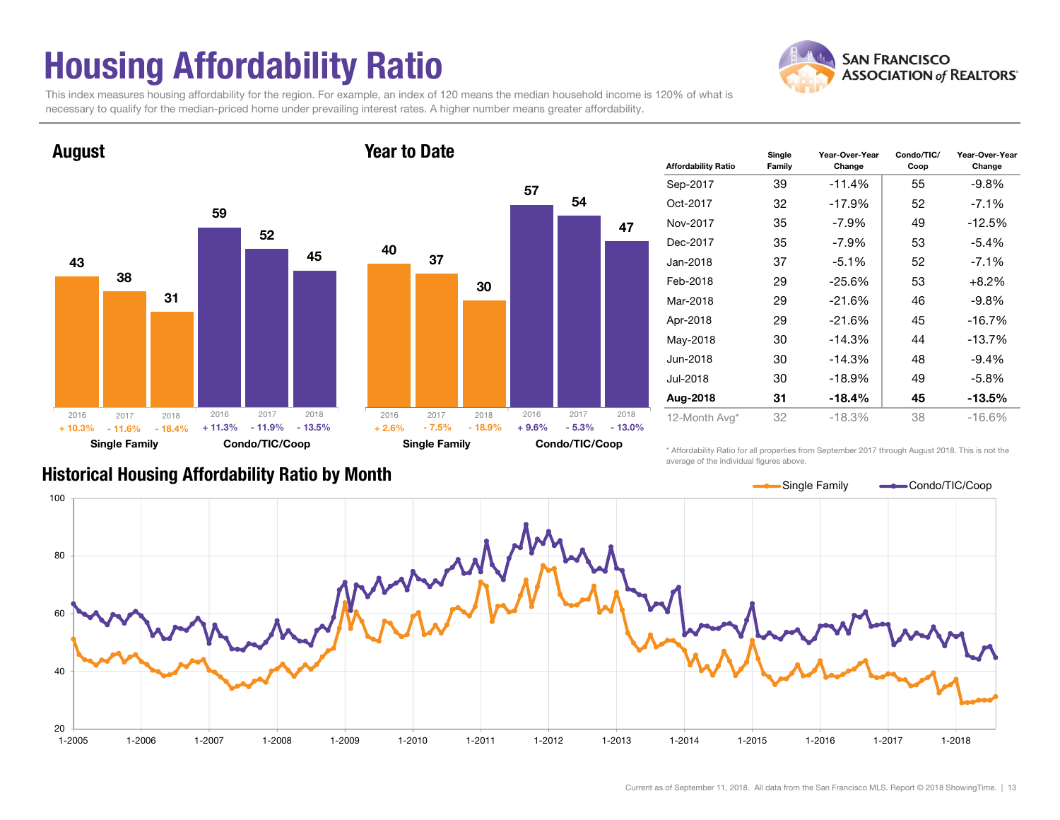# Housing Affordability Ratio

This index measures housing affordability for the region. For example, an index of 120 means the median household income is 120% of what is necessary to qualify for the median-priced home under prevailing interest rates. A higher number means greater affordability.

## August

| | 2016 | 2017 | 2018 |
|---|---|---|---|
| Single Family | 43 | 38 | 31 |
| Change | + 10.3% | - 11.6% | - 18.4% |
| Condo/TIC/Coop | 59 | 52 | 45 |
| Change | + 11.3% | - 11.9% | - 13.5% |

## Year to Date

| | 2016 | 2017 | 2018 |
|---|---|---|---|
| Single Family | 40 | 37 | 30 |
| Change | + 2.6% | - 7.5% | - 18.9% |
| Condo/TIC/Coop | 57 | 54 | 47 |
| Change | + 9.6% | - 5.3% | - 13.0% |

| Affordability Ratio | Single Family | Year-Over-Year Change | Condo/TIC/Coop | Year-Over-Year Change |
|---|---|---|---|---|
| Sep-2017 | 39 | -11.4% | 55 | -9.8% |
| Oct-2017 | 32 | -17.9% | 52 | -7.1% |
| Nov-2017 | 35 | -7.9% | 49 | -12.5% |
| Dec-2017 | 35 | -7.9% | 53 | -5.4% |
| Jan-2018 | 37 | -5.1% | 52 | -7.1% |
| Feb-2018 | 29 | -25.6% | 53 | +8.2% |
| Mar-2018 | 29 | -21.6% | 46 | -9.8% |
| Apr-2018 | 29 | -21.6% | 45 | -16.7% |
| May-2018 | 30 | -14.3% | 44 | -13.7% |
| Jun-2018 | 30 | -14.3% | 48 | -9.4% |
| Jul-2018 | 30 | -18.9% | 49 | -5.8% |
| **Aug-2018** | **31** | **-18.4%** | **45** | **-13.5%** |
| 12-Month Avg* | 32 | -18.3% | 38 | -16.6% |

\* Affordability Ratio for all properties from September 2017 through August 2018. This is not the average of the individual figures above.

## Historical Housing Affordability Ratio by Month

Current as of September 11, 2018. All data from the San Francisco MLS. Report © 2018 ShowingTime.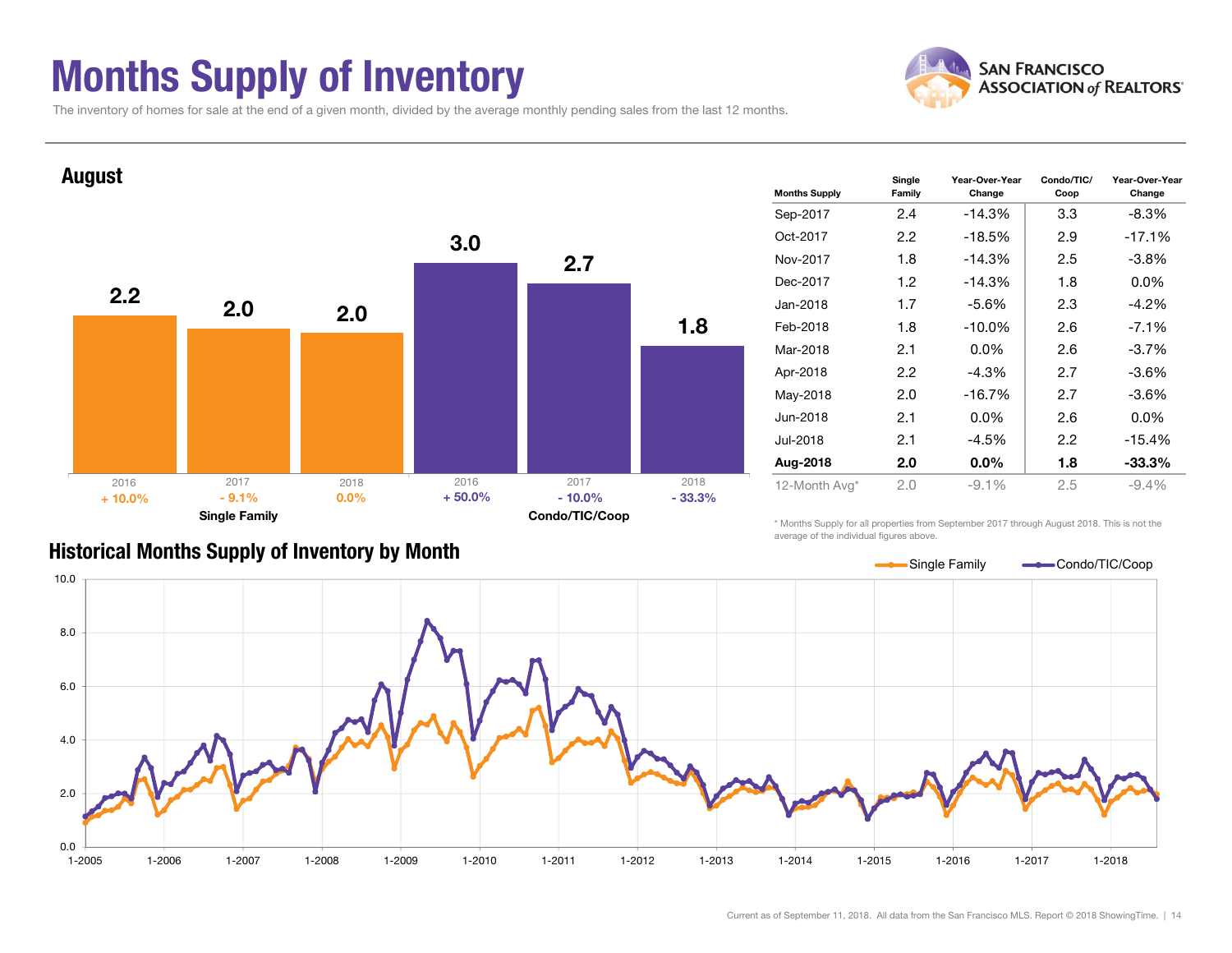# Months Supply of Inventory

The inventory of homes for sale at the end of a given month, divided by the average monthly pending sales from the last 12 months.

## August

| | 2016 | 2017 | 2018 |
|---|---|---|---|
| **Single Family** | 2.2 | 2.0 | 2.0 |
| Change | + 10.0% | - 9.1% | 0.0% |
| **Condo/TIC/Coop** | 3.0 | 2.7 | 1.8 |
| Change | + 50.0% | - 10.0% | - 33.3% |

| Months Supply | Single Family | Year-Over-Year Change | Condo/TIC/Coop | Year-Over-Year Change |
|---|---|---|---|---|
| Sep-2017 | 2.4 | -14.3% | 3.3 | -8.3% |
| Oct-2017 | 2.2 | -18.5% | 2.9 | -17.1% |
| Nov-2017 | 1.8 | -14.3% | 2.5 | -3.8% |
| Dec-2017 | 1.2 | -14.3% | 1.8 | 0.0% |
| Jan-2018 | 1.7 | -5.6% | 2.3 | -4.2% |
| Feb-2018 | 1.8 | -10.0% | 2.6 | -7.1% |
| Mar-2018 | 2.1 | 0.0% | 2.6 | -3.7% |
| Apr-2018 | 2.2 | -4.3% | 2.7 | -3.6% |
| May-2018 | 2.0 | -16.7% | 2.7 | -3.6% |
| Jun-2018 | 2.1 | 0.0% | 2.6 | 0.0% |
| Jul-2018 | 2.1 | -4.5% | 2.2 | -15.4% |
| **Aug-2018** | **2.0** | **0.0%** | **1.8** | **-33.3%** |
| 12-Month Avg* | 2.0 | -9.1% | 2.5 | -9.4% |

\* Months Supply for all properties from September 2017 through August 2018. This is not the average of the individual figures above.

## Historical Months Supply of Inventory by Month

Current as of September 11, 2018. All data from the San Francisco MLS. Report © 2018 ShowingTime.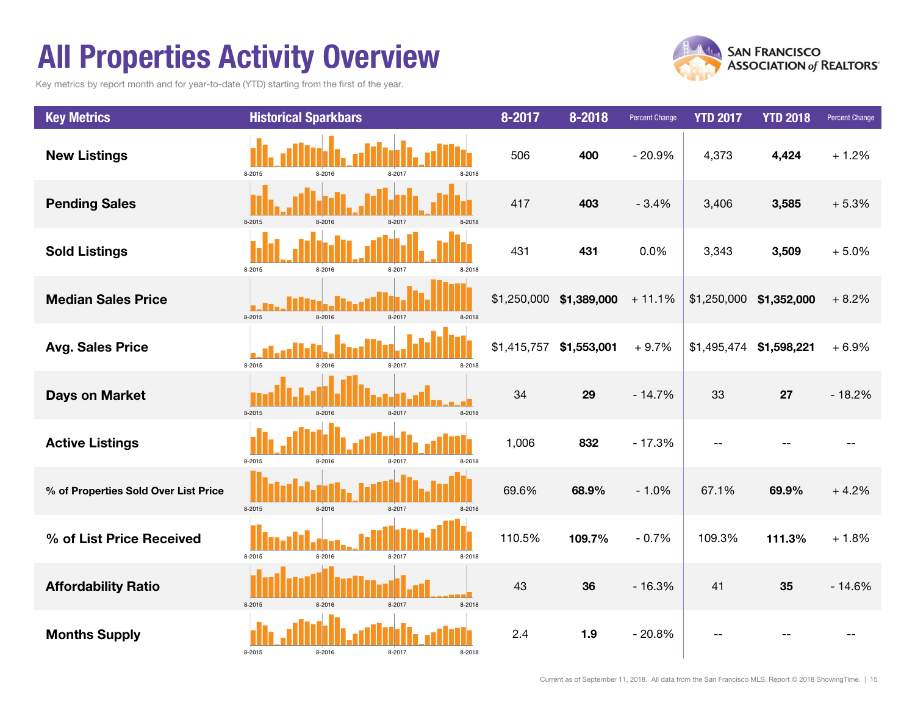# All Properties Activity Overview

Key metrics by report month and for year-to-date (YTD) starting from the first of the year.

| Key Metrics | Historical Sparkbars | 8-2017 | 8-2018 | Percent Change | YTD 2017 | YTD 2018 | Percent Change |
|---|---|---|---|---|---|---|---|
| New Listings | 8-2015 8-2016 8-2017 8-2018 | 506 | **400** | - 20.9% | 4,373 | **4,424** | + 1.2% |
| Pending Sales | 8-2015 8-2016 8-2017 8-2018 | 417 | **403** | - 3.4% | 3,406 | **3,585** | + 5.3% |
| Sold Listings | 8-2015 8-2016 8-2017 8-2018 | 431 | **431** | 0.0% | 3,343 | **3,509** | + 5.0% |
| Median Sales Price | 8-2015 8-2016 8-2017 8-2018 | $1,250,000 | **$1,389,000** | + 11.1% | $1,250,000 | **$1,352,000** | + 8.2% |
| Avg. Sales Price | 8-2015 8-2016 8-2017 8-2018 | $1,415,757 | **$1,553,001** | + 9.7% | $1,495,474 | **$1,598,221** | + 6.9% |
| Days on Market | 8-2015 8-2016 8-2017 8-2018 | 34 | **29** | - 14.7% | 33 | **27** | - 18.2% |
| Active Listings | 8-2015 8-2016 8-2017 8-2018 | 1,006 | **832** | - 17.3% | -- | -- | -- |
| % of Properties Sold Over List Price | 8-2015 8-2016 8-2017 8-2018 | 69.6% | **68.9%** | - 1.0% | 67.1% | **69.9%** | + 4.2% |
| % of List Price Received | 8-2015 8-2016 8-2017 8-2018 | 110.5% | **109.7%** | - 0.7% | 109.3% | **111.3%** | + 1.8% |
| Affordability Ratio | 8-2015 8-2016 8-2017 8-2018 | 43 | **36** | - 16.3% | 41 | **35** | - 14.6% |
| Months Supply | 8-2015 8-2016 8-2017 8-2018 | 2.4 | **1.9** | - 20.8% | -- | -- | -- |

Current as of September 11, 2018. All data from the San Francisco MLS. Report © 2018 ShowingTime.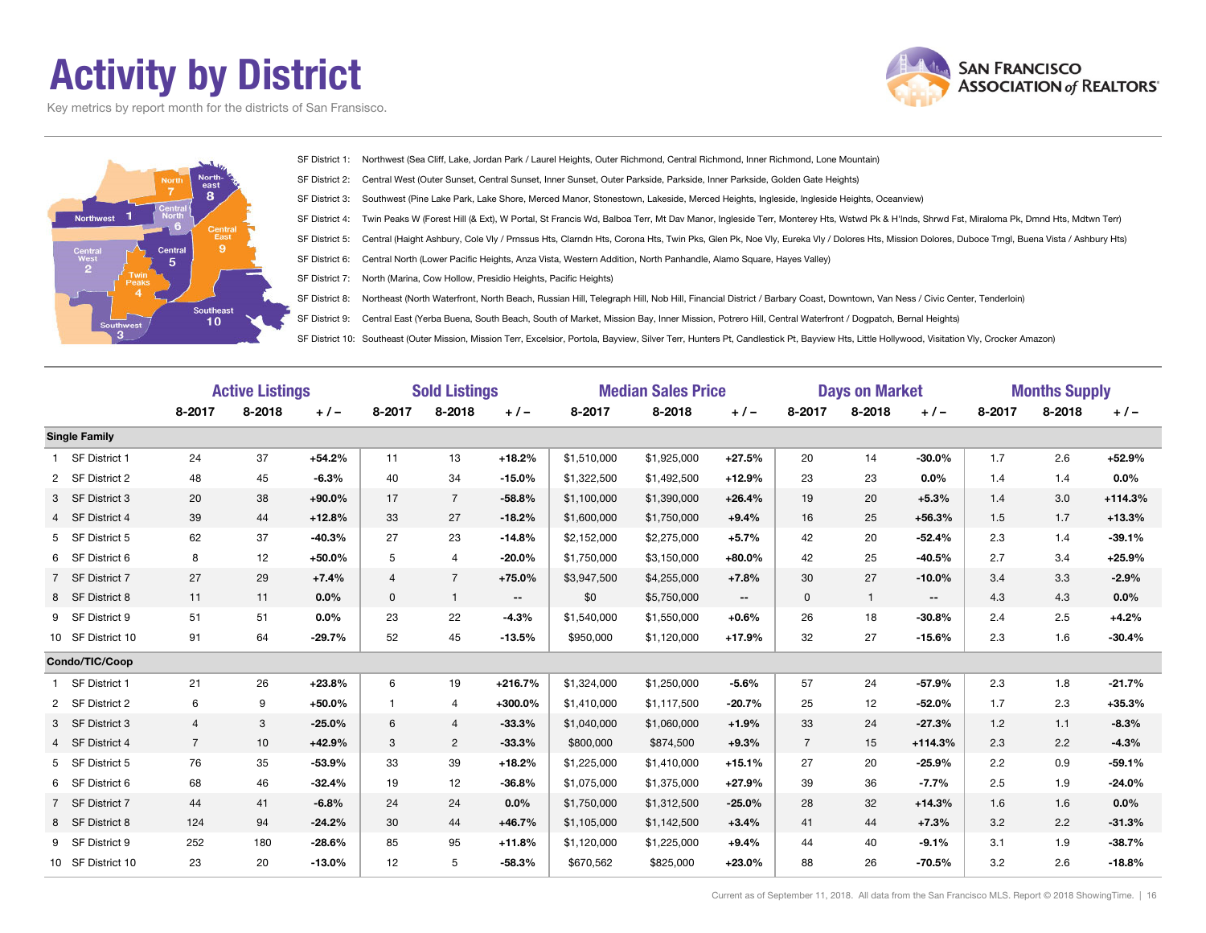# Activity by District

Key metrics by report month for the districts of San Fransisco.

SAN FRANCISCO ASSOCIATION of REALTORS®

SF District 1: Northwest (Sea Cliff, Lake, Jordan Park / Laurel Heights, Outer Richmond, Central Richmond, Inner Richmond, Lone Mountain)

SF District 2: Central West (Outer Sunset, Central Sunset, Inner Sunset, Outer Parkside, Parkside, Inner Parkside, Golden Gate Heights)

SF District 3: Southwest (Pine Lake Park, Lake Shore, Merced Manor, Stonestown, Lakeside, Merced Heights, Ingleside, Ingleside Heights, Oceanview)

SF District 4: Twin Peaks W (Forest Hill (& Ext), W Portal, St Francis Wd, Balboa Terr, Mt Dav Manor, Ingleside Terr, Monterey Hts, Wstwd Pk & H'lnds, Shrwd Fst, Miraloma Pk, Dmnd Hts, Mdtwn Terr)

SF District 5: Central (Haight Ashbury, Cole Vly / Prnssus Hts, Clarndn Hts, Corona Hts, Twin Pks, Glen Pk, Noe Vly, Eureka Vly / Dolores Hts, Mission Dolores, Duboce Trngl, Buena Vista / Ashbury Hts)

SF District 6: Central North (Lower Pacific Heights, Anza Vista, Western Addition, North Panhandle, Alamo Square, Hayes Valley)

SF District 7: North (Marina, Cow Hollow, Presidio Heights, Pacific Heights)

SF District 8: Northeast (North Waterfront, North Beach, Russian Hill, Telegraph Hill, Nob Hill, Financial District / Barbary Coast, Downtown, Van Ness / Civic Center, Tenderloin)

SF District 9: Central East (Yerba Buena, South Beach, South of Market, Mission Bay, Inner Mission, Potrero Hill, Central Waterfront / Dogpatch, Bernal Heights)

SF District 10: Southeast (Outer Mission, Mission Terr, Excelsior, Portola, Bayview, Silver Terr, Hunters Pt, Candlestick Pt, Bayview Hts, Little Hollywood, Visitation Vly, Crocker Amazon)

| | | Active Listings | | | Sold Listings | | | Median Sales Price | | | Days on Market | | | Months Supply | | |
|---|---|---|---|---|---|---|---|---|---|---|---|---|---|---|---|---|
| | | 8-2017 | 8-2018 | + / – | 8-2017 | 8-2018 | + / – | 8-2017 | 8-2018 | + / – | 8-2017 | 8-2018 | + / – | 8-2017 | 8-2018 | + / – |
| **Single Family** | | | | | | | | | | | | | | | | |
| 1 | SF District 1 | 24 | 37 | **+54.2%** | 11 | 13 | **+18.2%** | $1,510,000 | $1,925,000 | **+27.5%** | 20 | 14 | **-30.0%** | 1.7 | 2.6 | **+52.9%** |
| 2 | SF District 2 | 48 | 45 | **-6.3%** | 40 | 34 | **-15.0%** | $1,322,500 | $1,492,500 | **+12.9%** | 23 | 23 | **0.0%** | 1.4 | 1.4 | **0.0%** |
| 3 | SF District 3 | 20 | 38 | **+90.0%** | 17 | 7 | **-58.8%** | $1,100,000 | $1,390,000 | **+26.4%** | 19 | 20 | **+5.3%** | 1.4 | 3.0 | **+114.3%** |
| 4 | SF District 4 | 39 | 44 | **+12.8%** | 33 | 27 | **-18.2%** | $1,600,000 | $1,750,000 | **+9.4%** | 16 | 25 | **+56.3%** | 1.5 | 1.7 | **+13.3%** |
| 5 | SF District 5 | 62 | 37 | **-40.3%** | 27 | 23 | **-14.8%** | $2,152,000 | $2,275,000 | **+5.7%** | 42 | 20 | **-52.4%** | 2.3 | 1.4 | **-39.1%** |
| 6 | SF District 6 | 8 | 12 | **+50.0%** | 5 | 4 | **-20.0%** | $1,750,000 | $3,150,000 | **+80.0%** | 42 | 25 | **-40.5%** | 2.7 | 3.4 | **+25.9%** |
| 7 | SF District 7 | 27 | 29 | **+7.4%** | 4 | 7 | **+75.0%** | $3,947,500 | $4,255,000 | **+7.8%** | 30 | 27 | **-10.0%** | 3.4 | 3.3 | **-2.9%** |
| 8 | SF District 8 | 11 | 11 | **0.0%** | 0 | 1 | **--** | $0 | $5,750,000 | **--** | 0 | 1 | **--** | 4.3 | 4.3 | **0.0%** |
| 9 | SF District 9 | 51 | 51 | **0.0%** | 23 | 22 | **-4.3%** | $1,540,000 | $1,550,000 | **+0.6%** | 26 | 18 | **-30.8%** | 2.4 | 2.5 | **+4.2%** |
| 10 | SF District 10 | 91 | 64 | **-29.7%** | 52 | 45 | **-13.5%** | $950,000 | $1,120,000 | **+17.9%** | 32 | 27 | **-15.6%** | 2.3 | 1.6 | **-30.4%** |
| **Condo/TIC/Coop** | | | | | | | | | | | | | | | | |
| 1 | SF District 1 | 21 | 26 | **+23.8%** | 6 | 19 | **+216.7%** | $1,324,000 | $1,250,000 | **-5.6%** | 57 | 24 | **-57.9%** | 2.3 | 1.8 | **-21.7%** |
| 2 | SF District 2 | 6 | 9 | **+50.0%** | 1 | 4 | **+300.0%** | $1,410,000 | $1,117,500 | **-20.7%** | 25 | 12 | **-52.0%** | 1.7 | 2.3 | **+35.3%** |
| 3 | SF District 3 | 4 | 3 | **-25.0%** | 6 | 4 | **-33.3%** | $1,040,000 | $1,060,000 | **+1.9%** | 33 | 24 | **-27.3%** | 1.2 | 1.1 | **-8.3%** |
| 4 | SF District 4 | 7 | 10 | **+42.9%** | 3 | 2 | **-33.3%** | $800,000 | $874,500 | **+9.3%** | 7 | 15 | **+114.3%** | 2.3 | 2.2 | **-4.3%** |
| 5 | SF District 5 | 76 | 35 | **-53.9%** | 33 | 39 | **+18.2%** | $1,225,000 | $1,410,000 | **+15.1%** | 27 | 20 | **-25.9%** | 2.2 | 0.9 | **-59.1%** |
| 6 | SF District 6 | 68 | 46 | **-32.4%** | 19 | 12 | **-36.8%** | $1,075,000 | $1,375,000 | **+27.9%** | 39 | 36 | **-7.7%** | 2.5 | 1.9 | **-24.0%** |
| 7 | SF District 7 | 44 | 41 | **-6.8%** | 24 | 24 | **0.0%** | $1,750,000 | $1,312,500 | **-25.0%** | 28 | 32 | **+14.3%** | 1.6 | 1.6 | **0.0%** |
| 8 | SF District 8 | 124 | 94 | **-24.2%** | 30 | 44 | **+46.7%** | $1,105,000 | $1,142,500 | **+3.4%** | 41 | 44 | **+7.3%** | 3.2 | 2.2 | **-31.3%** |
| 9 | SF District 9 | 252 | 180 | **-28.6%** | 85 | 95 | **+11.8%** | $1,120,000 | $1,225,000 | **+9.4%** | 44 | 40 | **-9.1%** | 3.1 | 1.9 | **-38.7%** |
| 10 | SF District 10 | 23 | 20 | **-13.0%** | 12 | 5 | **-58.3%** | $670,562 | $825,000 | **+23.0%** | 88 | 26 | **-70.5%** | 3.2 | 2.6 | **-18.8%** |

Current as of September 11, 2018. All data from the San Francisco MLS. Report © 2018 ShowingTime.